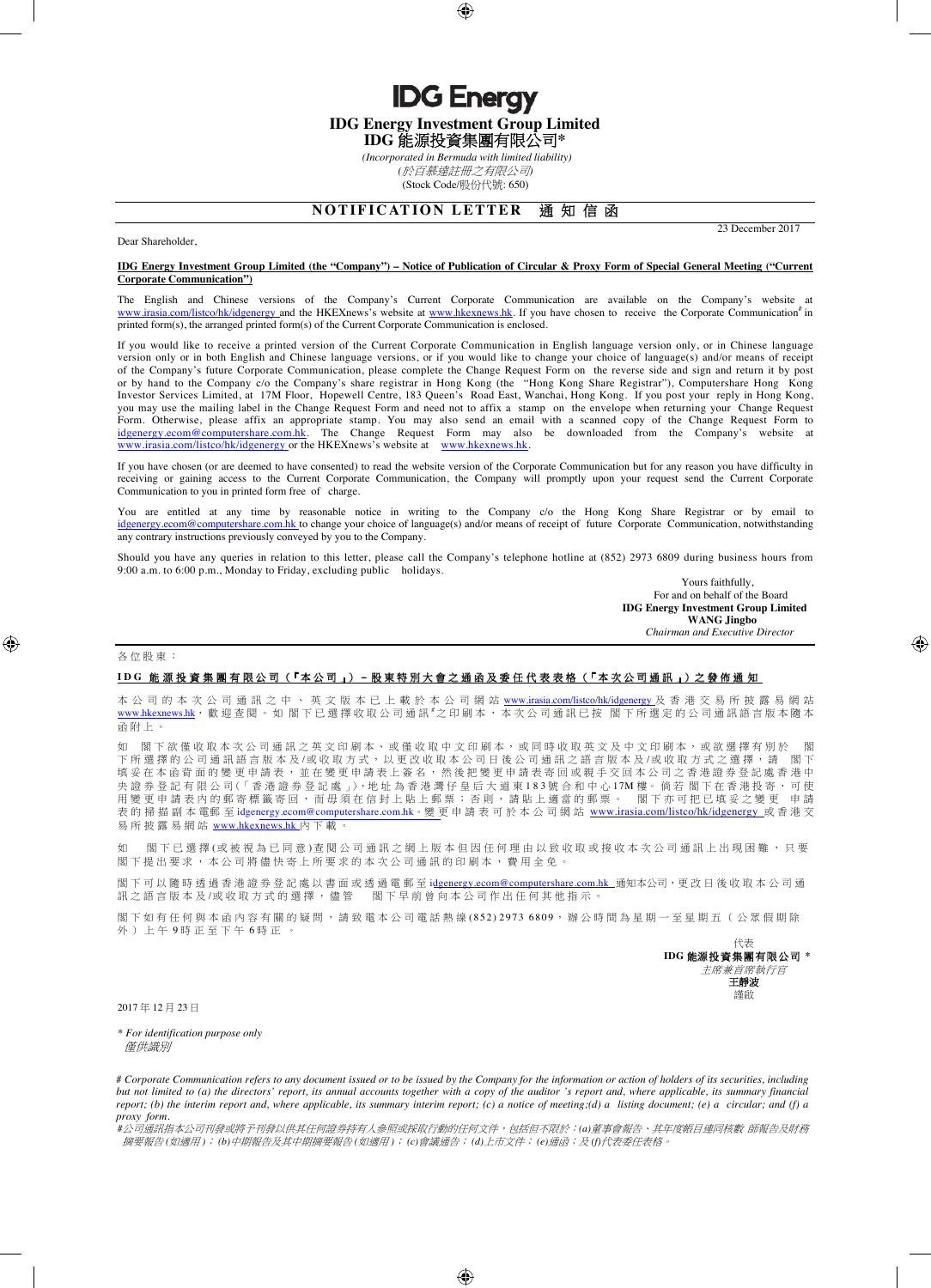# IDG Energy

## IDG Energy Investment Group Limited
## IDG 能源投資集團有限公司*

*(Incorporated in Bermuda with limited liability)*
*(於百慕達註冊之有限公司)*
(Stock Code/股份代號: 650)

## NOTIFICATION LETTER 通 知 信 函

Dear Shareholder,

23 December 2017

**IDG Energy Investment Group Limited (the "Company") – Notice of Publication of Circular & Proxy Form of Special General Meeting ("Current Corporate Communication")**

The English and Chinese versions of the Company's Current Corporate Communication are available on the Company's website at www.irasia.com/listco/hk/idgenergy and the HKEXnews's website at www.hkexnews.hk. If you have chosen to receive the Corporate Communication# in printed form(s), the arranged printed form(s) of the Current Corporate Communication is enclosed.

If you would like to receive a printed version of the Current Corporate Communication in English language version only, or in Chinese language version only or in both English and Chinese language versions, or if you would like to change your choice of language(s) and/or means of receipt of the Company's future Corporate Communication, please complete the Change Request Form on the reverse side and sign and return it by post or by hand to the Company c/o the Company's share registrar in Hong Kong (the "Hong Kong Share Registrar"), Computershare Hong Kong Investor Services Limited, at 17M Floor, Hopewell Centre, 183 Queen's Road East, Wanchai, Hong Kong. If you post your reply in Hong Kong, you may use the mailing label in the Change Request Form and need not to affix a stamp on the envelope when returning your Change Request Form. Otherwise, please affix an appropriate stamp. You may also send an email with a scanned copy of the Change Request Form to idgenergy.ecom@computershare.com.hk. The Change Request Form may also be downloaded from the Company's website at www.irasia.com/listco/hk/idgenergy or the HKEXnews's website at www.hkexnews.hk.

If you have chosen (or are deemed to have consented) to read the website version of the Corporate Communication but for any reason you have difficulty in receiving or gaining access to the Current Corporate Communication, the Company will promptly upon your request send the Current Corporate Communication to you in printed form free of charge.

You are entitled at any time by reasonable notice in writing to the Company c/o the Hong Kong Share Registrar or by email to idgenergy.ecom@computershare.com.hk to change your choice of language(s) and/or means of receipt of future Corporate Communication, notwithstanding any contrary instructions previously conveyed by you to the Company.

Should you have any queries in relation to this letter, please call the Company's telephone hotline at (852) 2973 6809 during business hours from 9:00 a.m. to 6:00 p.m., Monday to Friday, excluding public holidays.

Yours faithfully,
For and on behalf of the Board
**IDG Energy Investment Group Limited**
**WANG Jingbo**
*Chairman and Executive Director*

---

各位股東：

**IDG 能源投資集團有限公司（「本公司」）– 股東特別大會之通函及委任代表表格（「本次公司通訊」）之發佈通知**

本公司的本次公司通訊之中、英文版本已上載於本公司網站 www.irasia.com/listco/hk/idgenergy 及香港交易所披露易網站 www.hkexnews.hk，歡迎查閱。如閣下已選擇收取公司通訊#之印刷本，本次公司通訊已按閣下所選定的公司通訊語言版本隨本函附上。

如閣下欲僅收取本次公司通訊之英文印刷本、或僅收取中文印刷本，或同時收取英文及中文印刷本，或欲選擇有別於閣下所選擇的公司通訊語言版本及/或收取方式，以更改收取本公司日後公司通訊之語言版本及/或收取方式之選擇，請閣下填妥在本函背面的變更申請表，並在變更申請表上簽名，然後把變更申請表寄回或親手交回本公司之香港證券登記處香港中央證券登記有限公司（「香港證券登記處」），地址為香港灣仔皇后大道東183號合和中心17M樓。倘若閣下在香港投寄，可使用變更申請表內的郵寄標籤寄回，而毋須在信封上貼上郵票；否則，請貼上適當的郵票。閣下亦可把已填妥之變更申請表的掃描副本電郵至 idgenergy.ecom@computershare.com.hk。變更申請表可於本公司網站 www.irasia.com/listco/hk/idgenergy 或香港交易所披露易網站 www.hkexnews.hk 內下載。

如閣下已選擇(或被視為已同意)查閱公司通訊之網上版本但因任何理由以致收取或接收本次公司通訊上出現困難，只要閣下提出要求，本公司將儘快寄上所要求的本次公司通訊的印刷本，費用全免。

閣下可以隨時透過香港證券登記處以書面或透過電郵至 idgenergy.ecom@computershare.com.hk 通知本公司，更改日後收取本公司通訊之語言版本及/或收取方式的選擇，儘管閣下早前曾向本公司作出任何其他指示。

閣下如有任何與本函內容有關的疑問，請致電本公司電話熱線(852) 2973 6809，辦公時間為星期一至星期五（公眾假期除外）上午9時正至下午6時正。

代表
**IDG 能源投資集團有限公司 ***
*主席兼首席執行官*
**王靜波**
謹啟

2017年12月23日

*\* For identification purpose only*
*僅供識別*

*# Corporate Communication refers to any document issued or to be issued by the Company for the information or action of holders of its securities, including but not limited to (a) the directors' report, its annual accounts together with a copy of the auditor's report and, where applicable, its summary financial report; (b) the interim report and, where applicable, its summary interim report; (c) a notice of meeting;(d) a listing document; (e) a circular; and (f) a proxy form.*
*#公司通訊指本公司刊發或將予刊發以供其任何證券持有人參照或採取行動的任何文件，包括但不限於：(a)董事會報告、其年度帳目連同核數師報告及財務摘要報告(如適用)；(b)中期報告及其中期摘要報告(如適用)；(c)會議通告；(d)上市文件；(e)通函；及(f)代表委任表格。*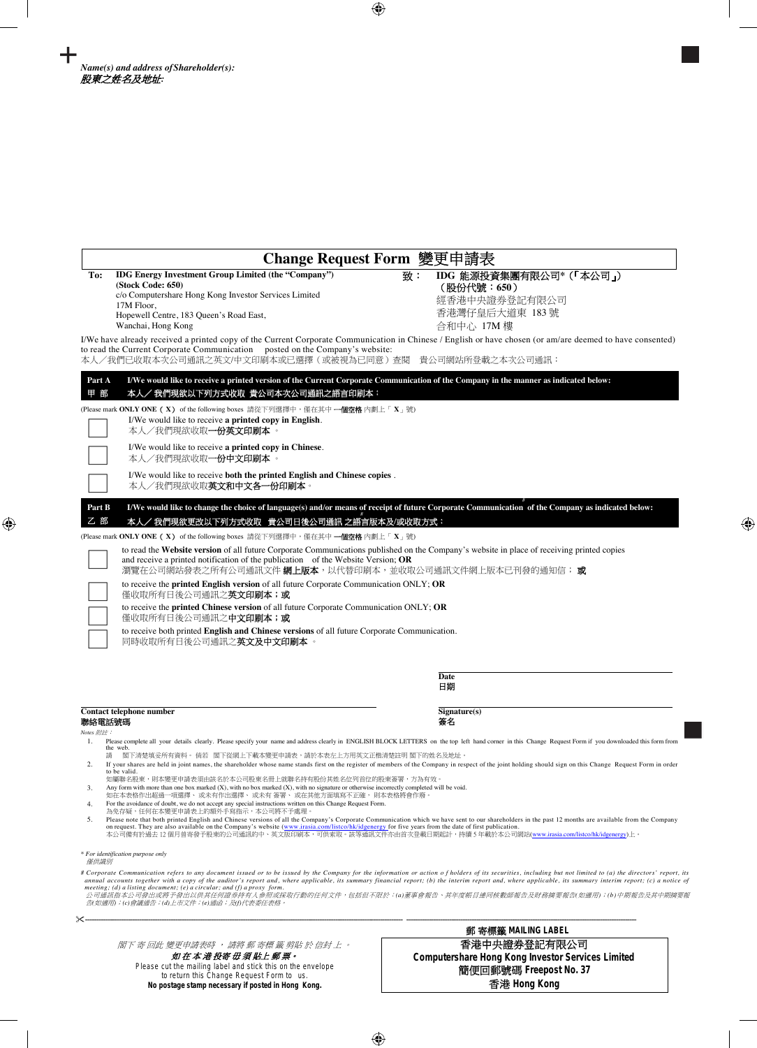*Name(s) and address of Shareholder(s):*
*股東之姓名及地址:*

# Change Request Form 變更申請表

**To: IDG Energy Investment Group Limited (the "Company")**
**(Stock Code: 650)**
c/o Computershare Hong Kong Investor Services Limited
17M Floor,
Hopewell Centre, 183 Queen's Road East,
Wanchai, Hong Kong

**致： IDG 能源投資集團有限公司*（「本公司」）**
**（股份代號：650）**
經香港中央證券登記有限公司
香港灣仔皇后大道東 183 號
合和中心 17M 樓

I/We have already received a printed copy of the Current Corporate Communication in Chinese / English or have chosen (or am/are deemed to have consented) to read the Current Corporate Communication posted on the Company's website:
本人／我們已收取本次公司通訊之英文/中文印刷本或已選擇（或被視為已同意）查閱 貴公司網站所登載之本次公司通訊：

**Part A 甲 部 I/We would like to receive a printed version of the Current Corporate Communication of the Company in the manner as indicated below:**
**本人／我們現欲以下列方式收取 貴公司本次公司通訊之語言印刷本；**

(Please mark **ONLY ONE** ( **X** ) of the following boxes 請從下列選擇中，僅在其中 **一個空格** 內劃上「 **X** 」號)

☐ I/We would like to receive **a printed copy in English**.
本人／我們現欲收取**一份英文印刷本** 。

☐ I/We would like to receive **a printed copy in Chinese**.
本人／我們現欲收取**一份中文印刷本** 。

☐ I/We would like to receive **both the printed English and Chinese copies** .
本人／我們現欲收取**英文和中文各一份印刷本**。

**Part B 乙 部 I/We would like to change the choice of language(s) and/or means of receipt of future Corporate Communication# of the Company as indicated below:**
**本人／我們現欲更改以下列方式收取 貴公司日後公司通訊#之語言版本及/或收取方式；**

(Please mark **ONLY ONE** ( **X** ) of the following boxes 請從下列選擇中，僅在其中 **一個空格** 內劃上「 **X** 」號)

☐ to read the **Website version** of all future Corporate Communications published on the Company's website in place of receiving printed copies and receive a printed notification of the publication of the Website Version; **OR**
瀏覽在公司網站發表之所有公司通訊文件 **網上版本**，以代替印刷本，並收取公司通訊文件網上版本已刊發的通知信； **或**

☐ to receive the **printed English version** of all future Corporate Communication ONLY; **OR**
僅收取所有日後公司通訊之**英文印刷本；或**

☐ to receive the **printed Chinese version** of all future Corporate Communication ONLY; **OR**
僅收取所有日後公司通訊之**中文印刷本；或**

☐ to receive both printed **English and Chinese versions** of all future Corporate Communication.
同時收取所有日後公司通訊之**英文及中文印刷本** 。

**Date**
**日期**

**Contact telephone number**
**聯絡電話號碼**

**Signature(s)**
**簽名**

*Notes 附註：*

1. Please complete all your details clearly. Please specify your name and address clearly in ENGLISH BLOCK LETTERS on the top left hand corner in this Change Request Form if you downloaded this form from the web.
請 閣下清楚填妥所有資料。 倘若 閣下從網上下載本變更申請表，請於本表左上方用英文正楷清楚註明 閣下的姓名及地址。
2. If your shares are held in joint names, the shareholder whose name stands first on the register of members of the Company in respect of the joint holding should sign on this Change Request Form in order to be valid.
如屬聯名股東，則本變更申請表須由該名於本公司股東名冊上就聯名持有股份其姓名位列首位的股東簽署，方為有效。
3. Any form with more than one box marked (X), with no box marked (X), with no signature or otherwise incorrectly completed will be void.
如在本表格作出超過一項選擇、 或未有作出選擇、 或未有 簽署、 或在其他方面填寫不正確， 則本表格將會作廢。
4. For the avoidance of doubt, we do not accept any special instructions written on this Change Request Form.
為免存疑，任何在本變更申請表上的額外手寫指示，本公司將不予處理。
5. Please note that both printed English and Chinese versions of all the Company's Corporate Communication which we have sent to our shareholders in the past 12 months are available from the Company on request. They are also available on the Company's website (www.irasia.com/listco/hk/idgenergy) for five years from the date of first publication.
本公司備有於過去 12 個月曾寄發予股東的公司通訊的中、英文版印刷本，可供索取。該等通訊文件亦由首次登載日期起計，持續 5 年載於本公司網站(www.irasia.com/listco/hk/idgenergy)上。

\* *For identification purpose only*
*僅供識別*

*# Corporate Communication refers to any document issued or to be issued by the Company for the information or action of holders of its securities, including but not limited to (a) the directors' report, its annual accounts together with a copy of the auditor's report and, where applicable, its summary financial report; (b) the interim report and, where applicable, its summary interim report; (c) a notice of meeting; (d) a listing document; (e) a circular; and (f) a proxy form.*
*公司通訊指本公司發出或將予發出以供其任何證券持有人參照或採取行動的任何文件，包括但不限於：(a)董事會報告、其年度帳目連同核數師報告及財務摘要報告(如適用)；(b)中期報告及其中期摘要報告(如適用)；(c)會議通告；(d)上市文件；(e)通函；及(f)代表委任表格。*

*閣下寄回此變更申請表時，請將郵寄標籤剪貼於信封上。*
***如在本港投寄毋須貼上郵票。***
Please cut the mailing label and stick this on the envelope to return this Change Request Form to us.
**No postage stamp necessary if posted in Hong Kong.**

**郵寄標籤 MAILING LABEL**
**香港中央證券登記有限公司**
**Computershare Hong Kong Investor Services Limited**
**簡便回郵號碼 Freepost No. 37**
**香港 Hong Kong**